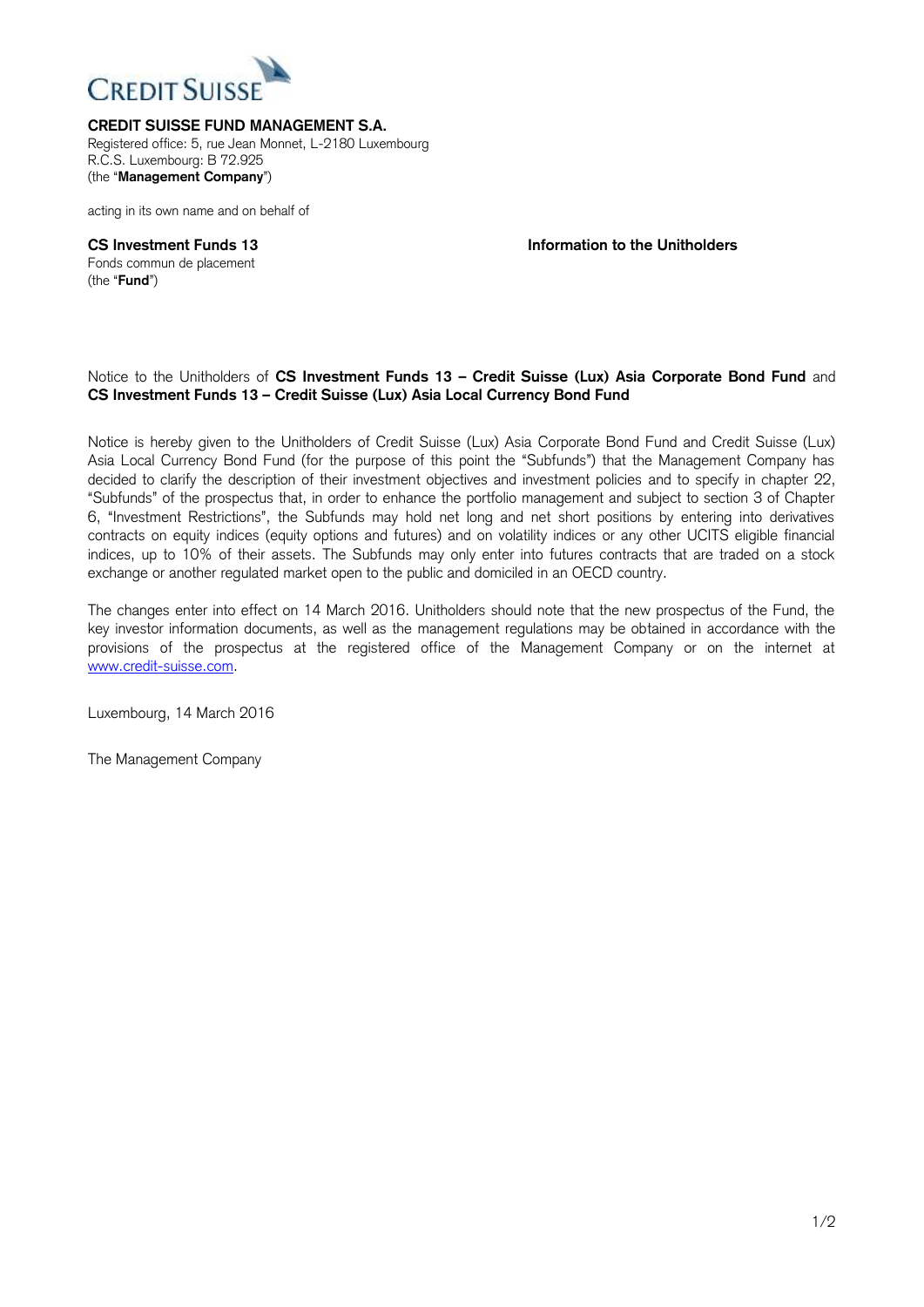**CREDIT SUISSE FUND MANAGEMENT S.A.**
Registered office: 5, rue Jean Monnet, L-2180 Luxembourg
R.C.S. Luxembourg: B 72.925
(the "**Management Company**")

acting in its own name and on behalf of

**CS Investment Funds 13**
Fonds commun de placement
(the "**Fund**")

**Information to the Unitholders**

Notice to the Unitholders of **CS Investment Funds 13 – Credit Suisse (Lux) Asia Corporate Bond Fund** and **CS Investment Funds 13 – Credit Suisse (Lux) Asia Local Currency Bond Fund**

Notice is hereby given to the Unitholders of Credit Suisse (Lux) Asia Corporate Bond Fund and Credit Suisse (Lux) Asia Local Currency Bond Fund (for the purpose of this point the "Subfunds") that the Management Company has decided to clarify the description of their investment objectives and investment policies and to specify in chapter 22, "Subfunds" of the prospectus that, in order to enhance the portfolio management and subject to section 3 of Chapter 6, "Investment Restrictions", the Subfunds may hold net long and net short positions by entering into derivatives contracts on equity indices (equity options and futures) and on volatility indices or any other UCITS eligible financial indices, up to 10% of their assets. The Subfunds may only enter into futures contracts that are traded on a stock exchange or another regulated market open to the public and domiciled in an OECD country.

The changes enter into effect on 14 March 2016. Unitholders should note that the new prospectus of the Fund, the key investor information documents, as well as the management regulations may be obtained in accordance with the provisions of the prospectus at the registered office of the Management Company or on the internet at www.credit-suisse.com.

Luxembourg, 14 March 2016

The Management Company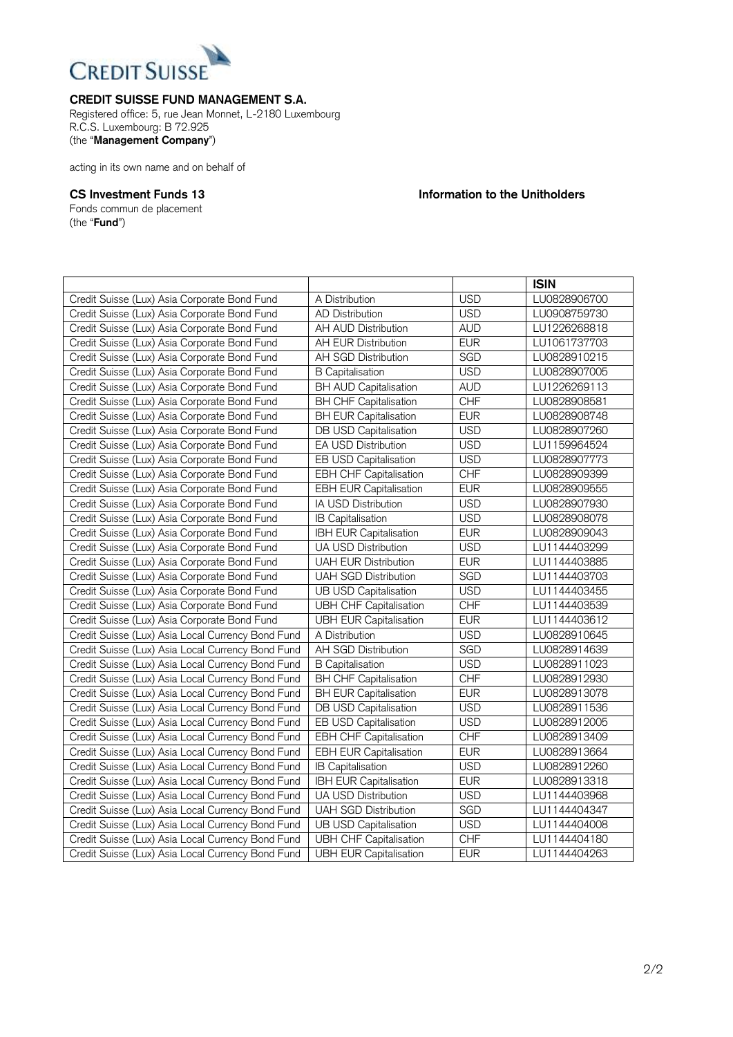**CREDIT SUISSE FUND MANAGEMENT S.A.**
Registered office: 5, rue Jean Monnet, L-2180 Luxembourg
R.C.S. Luxembourg: B 72.925
(the "**Management Company**")

acting in its own name and on behalf of

**CS Investment Funds 13**
Fonds commun de placement
(the "**Fund**")

**Information to the Unitholders**

| | | | ISIN |
|---|---|---|---|
| Credit Suisse (Lux) Asia Corporate Bond Fund | A Distribution | USD | LU0828906700 |
| Credit Suisse (Lux) Asia Corporate Bond Fund | AD Distribution | USD | LU0908759730 |
| Credit Suisse (Lux) Asia Corporate Bond Fund | AH AUD Distribution | AUD | LU1226268818 |
| Credit Suisse (Lux) Asia Corporate Bond Fund | AH EUR Distribution | EUR | LU1061737703 |
| Credit Suisse (Lux) Asia Corporate Bond Fund | AH SGD Distribution | SGD | LU0828910215 |
| Credit Suisse (Lux) Asia Corporate Bond Fund | B Capitalisation | USD | LU0828907005 |
| Credit Suisse (Lux) Asia Corporate Bond Fund | BH AUD Capitalisation | AUD | LU1226269113 |
| Credit Suisse (Lux) Asia Corporate Bond Fund | BH CHF Capitalisation | CHF | LU0828908581 |
| Credit Suisse (Lux) Asia Corporate Bond Fund | BH EUR Capitalisation | EUR | LU0828908748 |
| Credit Suisse (Lux) Asia Corporate Bond Fund | DB USD Capitalisation | USD | LU0828907260 |
| Credit Suisse (Lux) Asia Corporate Bond Fund | EA USD Distribution | USD | LU1159964524 |
| Credit Suisse (Lux) Asia Corporate Bond Fund | EB USD Capitalisation | USD | LU0828907773 |
| Credit Suisse (Lux) Asia Corporate Bond Fund | EBH CHF Capitalisation | CHF | LU0828909399 |
| Credit Suisse (Lux) Asia Corporate Bond Fund | EBH EUR Capitalisation | EUR | LU0828909555 |
| Credit Suisse (Lux) Asia Corporate Bond Fund | IA USD Distribution | USD | LU0828907930 |
| Credit Suisse (Lux) Asia Corporate Bond Fund | IB Capitalisation | USD | LU0828908078 |
| Credit Suisse (Lux) Asia Corporate Bond Fund | IBH EUR Capitalisation | EUR | LU0828909043 |
| Credit Suisse (Lux) Asia Corporate Bond Fund | UA USD Distribution | USD | LU1144403299 |
| Credit Suisse (Lux) Asia Corporate Bond Fund | UAH EUR Distribution | EUR | LU1144403885 |
| Credit Suisse (Lux) Asia Corporate Bond Fund | UAH SGD Distribution | SGD | LU1144403703 |
| Credit Suisse (Lux) Asia Corporate Bond Fund | UB USD Capitalisation | USD | LU1144403455 |
| Credit Suisse (Lux) Asia Corporate Bond Fund | UBH CHF Capitalisation | CHF | LU1144403539 |
| Credit Suisse (Lux) Asia Corporate Bond Fund | UBH EUR Capitalisation | EUR | LU1144403612 |
| Credit Suisse (Lux) Asia Local Currency Bond Fund | A Distribution | USD | LU0828910645 |
| Credit Suisse (Lux) Asia Local Currency Bond Fund | AH SGD Distribution | SGD | LU0828914639 |
| Credit Suisse (Lux) Asia Local Currency Bond Fund | B Capitalisation | USD | LU0828911023 |
| Credit Suisse (Lux) Asia Local Currency Bond Fund | BH CHF Capitalisation | CHF | LU0828912930 |
| Credit Suisse (Lux) Asia Local Currency Bond Fund | BH EUR Capitalisation | EUR | LU0828913078 |
| Credit Suisse (Lux) Asia Local Currency Bond Fund | DB USD Capitalisation | USD | LU0828911536 |
| Credit Suisse (Lux) Asia Local Currency Bond Fund | EB USD Capitalisation | USD | LU0828912005 |
| Credit Suisse (Lux) Asia Local Currency Bond Fund | EBH CHF Capitalisation | CHF | LU0828913409 |
| Credit Suisse (Lux) Asia Local Currency Bond Fund | EBH EUR Capitalisation | EUR | LU0828913664 |
| Credit Suisse (Lux) Asia Local Currency Bond Fund | IB Capitalisation | USD | LU0828912260 |
| Credit Suisse (Lux) Asia Local Currency Bond Fund | IBH EUR Capitalisation | EUR | LU0828913318 |
| Credit Suisse (Lux) Asia Local Currency Bond Fund | UA USD Distribution | USD | LU1144403968 |
| Credit Suisse (Lux) Asia Local Currency Bond Fund | UAH SGD Distribution | SGD | LU1144404347 |
| Credit Suisse (Lux) Asia Local Currency Bond Fund | UB USD Capitalisation | USD | LU1144404008 |
| Credit Suisse (Lux) Asia Local Currency Bond Fund | UBH CHF Capitalisation | CHF | LU1144404180 |
| Credit Suisse (Lux) Asia Local Currency Bond Fund | UBH EUR Capitalisation | EUR | LU1144404263 |